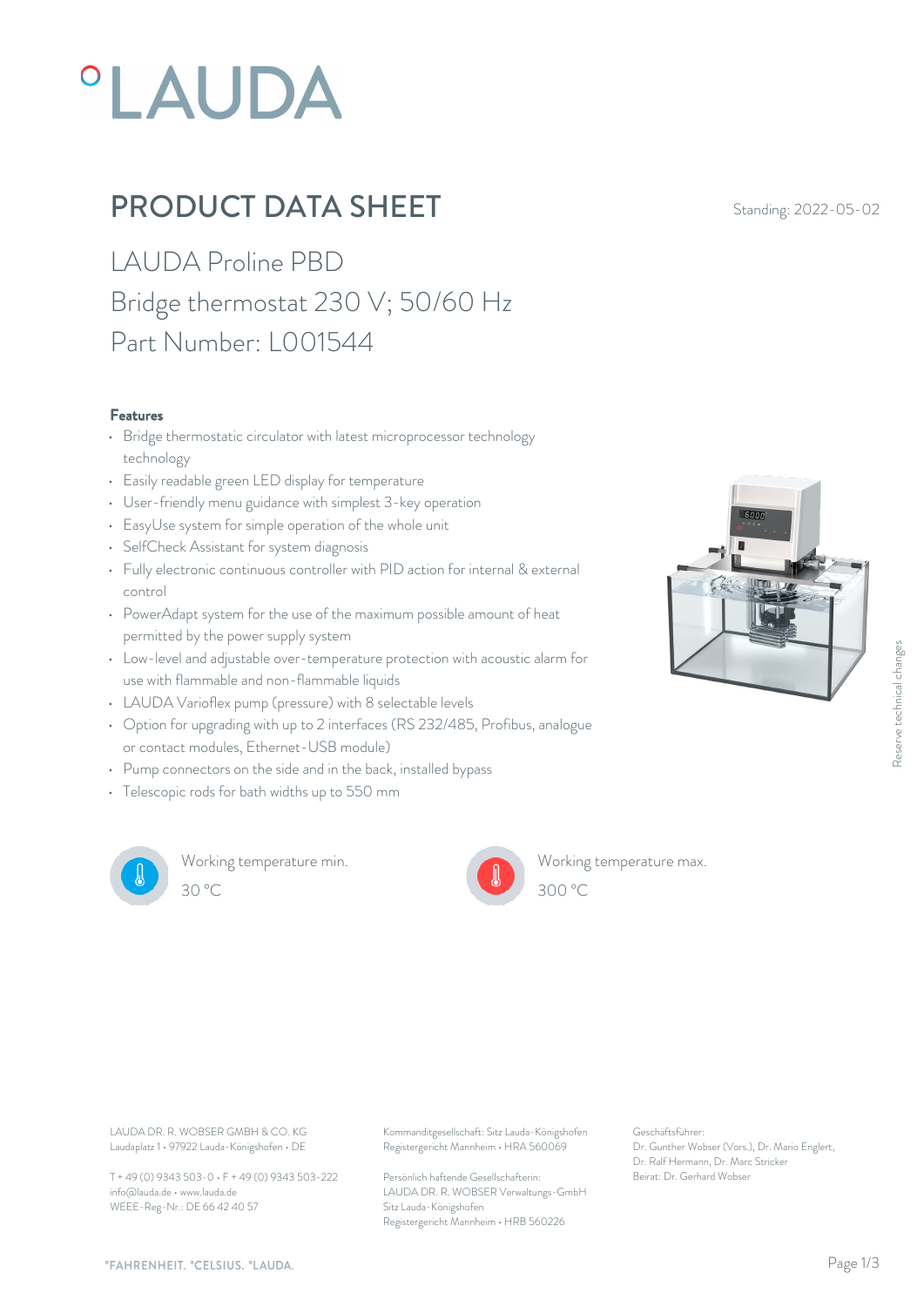# °LAUDA

## PRODUCT DATA SHEET

Standing: 2022-05-02

LAUDA Proline PBD
Bridge thermostat 230 V; 50/60 Hz
Part Number: L001544

### Features

- Bridge thermostatic circulator with latest microprocessor technology technology
- Easily readable green LED display for temperature
- User-friendly menu guidance with simplest 3-key operation
- EasyUse system for simple operation of the whole unit
- SelfCheck Assistant for system diagnosis
- Fully electronic continuous controller with PID action for internal & external control
- PowerAdapt system for the use of the maximum possible amount of heat permitted by the power supply system
- Low-level and adjustable over-temperature protection with acoustic alarm for use with flammable and non-flammable liquids
- LAUDA Varioflex pump (pressure) with 8 selectable levels
- Option for upgrading with up to 2 interfaces (RS 232/485, Profibus, analogue or contact modules, Ethernet-USB module)
- Pump connectors on the side and in the back, installed bypass
- Telescopic rods for bath widths up to 550 mm

Working temperature min.
30 °C

Working temperature max.
300 °C

Reserve technical changes

LAUDA DR. R. WOBSER GMBH & CO. KG
Laudaplatz 1 • 97922 Lauda-Königshofen • DE

T + 49 (0) 9343 503-0 • F + 49 (0) 9343 503-222
info@lauda.de • www.lauda.de
WEEE-Reg-Nr.: DE 66 42 40 57

Kommanditgesellschaft: Sitz Lauda-Königshofen
Registergericht Mannheim • HRA 560069

Persönlich haftende Gesellschafterin:
LAUDA DR. R. WOBSER Verwaltungs-GmbH
Sitz Lauda-Königshofen
Registergericht Mannheim • HRB 560226

Geschäftsführer:
Dr. Gunther Wobser (Vors.), Dr. Mario Englert,
Dr. Ralf Hermann, Dr. Marc Stricker
Beirat: Dr. Gerhard Wobser

°FAHRENHEIT. °CELSIUS. °LAUDA.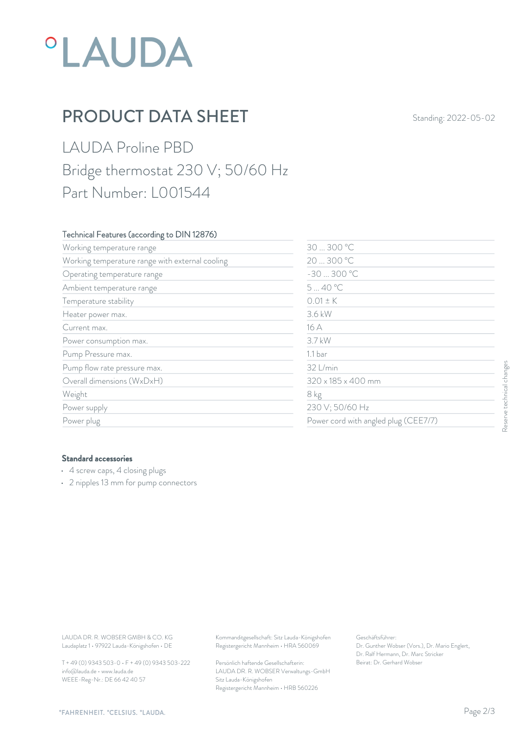°LAUDA

# PRODUCT DATA SHEET

Standing: 2022-05-02

## LAUDA Proline PBD
## Bridge thermostat 230 V; 50/60 Hz
## Part Number: L001544

### Technical Features (according to DIN 12876)

| | |
|---|---|
| Working temperature range | 30 ... 300 °C |
| Working temperature range with external cooling | 20 ... 300 °C |
| Operating temperature range | -30 ... 300 °C |
| Ambient temperature range | 5 ... 40 °C |
| Temperature stability | 0.01 ± K |
| Heater power max. | 3.6 kW |
| Current max. | 16 A |
| Power consumption max. | 3.7 kW |
| Pump Pressure max. | 1.1 bar |
| Pump flow rate pressure max. | 32 L/min |
| Overall dimensions (WxDxH) | 320 x 185 x 400 mm |
| Weight | 8 kg |
| Power supply | 230 V; 50/60 Hz |
| Power plug | Power cord with angled plug (CEE7/7) |

Reserve technical changes

**Standard accessories**

- 4 screw caps, 4 closing plugs
- 2 nipples 13 mm for pump connectors

LAUDA DR. R. WOBSER GMBH & CO. KG
Laudaplatz 1 • 97922 Lauda-Königshofen • DE

T + 49 (0) 9343 503-0 • F + 49 (0) 9343 503-222
info@lauda.de • www.lauda.de
WEEE-Reg-Nr.: DE 66 42 40 57

Kommanditgesellschaft: Sitz Lauda-Königshofen
Registergericht Mannheim • HRA 560069

Persönlich haftende Gesellschafterin:
LAUDA DR. R. WOBSER Verwaltungs-GmbH
Sitz Lauda-Königshofen
Registergericht Mannheim • HRB 560226

Geschäftsführer:
Dr. Gunther Wobser (Vors.), Dr. Mario Englert,
Dr. Ralf Hermann, Dr. Marc Stricker
Beirat: Dr. Gerhard Wobser

°FAHRENHEIT. °CELSIUS. °LAUDA.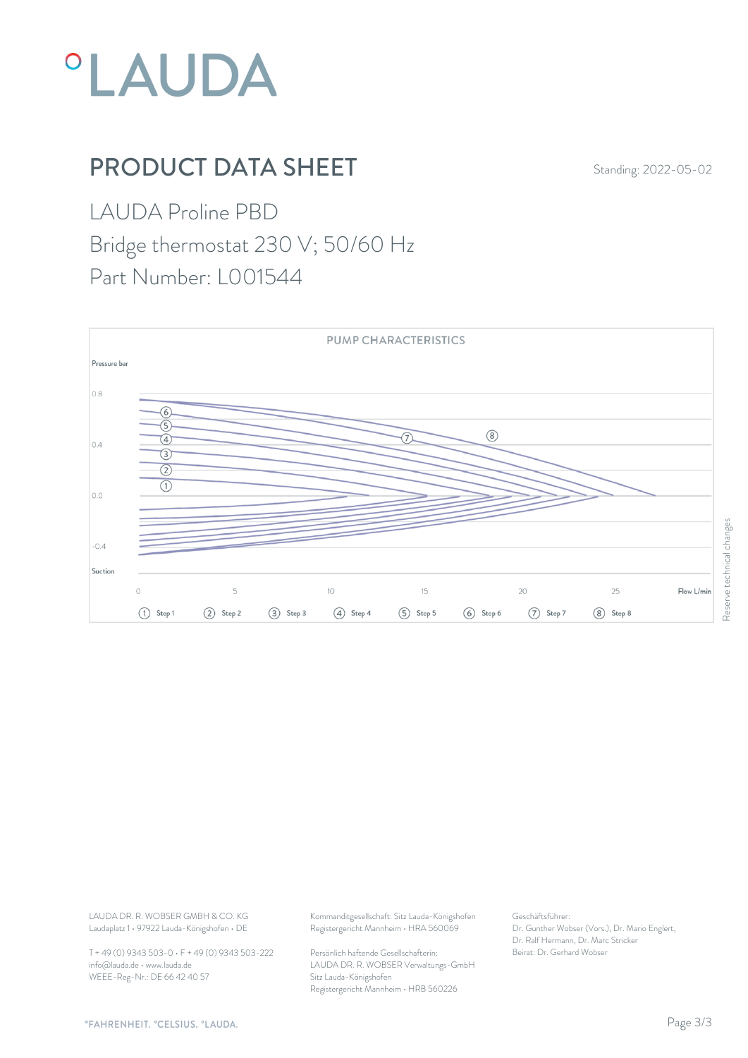# PRODUCT DATA SHEET

Standing: 2022-05-02

LAUDA Proline PBD

Bridge thermostat 230 V; 50/60 Hz

Part Number: L001544

PUMP CHARACTERISTICS

Pressure bar

0.8

0.4

0.0

-0.4

Suction

0

5

10

15

20

25

Flow L/min

① Step 1 ② Step 2 ③ Step 3 ④ Step 4 ⑤ Step 5 ⑥ Step 6 ⑦ Step 7 ⑧ Step 8

Reserve technical changes

LAUDA DR. R. WOBSER GMBH & CO. KG
Laudaplatz 1 • 97922 Lauda-Königshofen • DE

T + 49 (0) 9343 503-0 • F + 49 (0) 9343 503-222
info@lauda.de • www.lauda.de
WEEE-Reg-Nr.: DE 66 42 40 57

Kommanditgesellschaft: Sitz Lauda-Königshofen
Registergericht Mannheim • HRA 560069

Persönlich haftende Gesellschafterin:
LAUDA DR. R. WOBSER Verwaltungs-GmbH
Sitz Lauda-Königshofen
Registergericht Mannheim • HRB 560226

Geschäftsführer:
Dr. Gunther Wobser (Vors.), Dr. Mario Englert,
Dr. Ralf Hermann, Dr. Marc Stricker
Beirat: Dr. Gerhard Wobser

°FAHRENHEIT. °CELSIUS. °LAUDA.